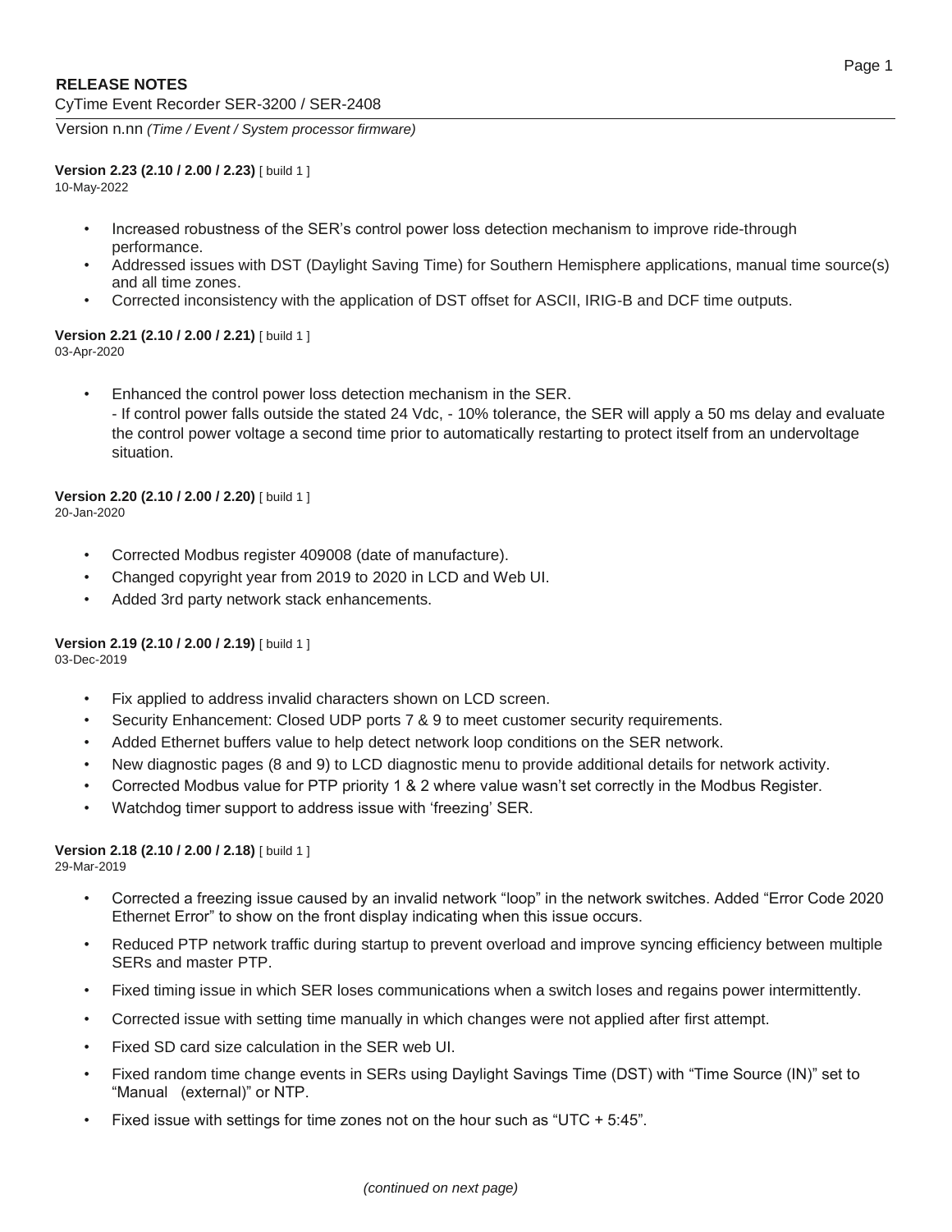# RELEASE NOTES

CyTime Event Recorder SER-3200 / SER-2408

Version n.nn *(Time / Event / System processor firmware)*

**Version 2.23 (2.10 / 2.00 / 2.23)** [ build 1 ]
10-May-2022

- Increased robustness of the SER's control power loss detection mechanism to improve ride-through performance.
- Addressed issues with DST (Daylight Saving Time) for Southern Hemisphere applications, manual time source(s) and all time zones.
- Corrected inconsistency with the application of DST offset for ASCII, IRIG-B and DCF time outputs.

**Version 2.21 (2.10 / 2.00 / 2.21)** [ build 1 ]
03-Apr-2020

- Enhanced the control power loss detection mechanism in the SER.
  - If control power falls outside the stated 24 Vdc, - 10% tolerance, the SER will apply a 50 ms delay and evaluate the control power voltage a second time prior to automatically restarting to protect itself from an undervoltage situation.

**Version 2.20 (2.10 / 2.00 / 2.20)** [ build 1 ]
20-Jan-2020

- Corrected Modbus register 409008 (date of manufacture).
- Changed copyright year from 2019 to 2020 in LCD and Web UI.
- Added 3rd party network stack enhancements.

**Version 2.19 (2.10 / 2.00 / 2.19)** [ build 1 ]
03-Dec-2019

- Fix applied to address invalid characters shown on LCD screen.
- Security Enhancement: Closed UDP ports 7 & 9 to meet customer security requirements.
- Added Ethernet buffers value to help detect network loop conditions on the SER network.
- New diagnostic pages (8 and 9) to LCD diagnostic menu to provide additional details for network activity.
- Corrected Modbus value for PTP priority 1 & 2 where value wasn't set correctly in the Modbus Register.
- Watchdog timer support to address issue with 'freezing' SER.

**Version 2.18 (2.10 / 2.00 / 2.18)** [ build 1 ]
29-Mar-2019

- Corrected a freezing issue caused by an invalid network "loop" in the network switches. Added "Error Code 2020 Ethernet Error" to show on the front display indicating when this issue occurs.
- Reduced PTP network traffic during startup to prevent overload and improve syncing efficiency between multiple SERs and master PTP.
- Fixed timing issue in which SER loses communications when a switch loses and regains power intermittently.
- Corrected issue with setting time manually in which changes were not applied after first attempt.
- Fixed SD card size calculation in the SER web UI.
- Fixed random time change events in SERs using Daylight Savings Time (DST) with "Time Source (IN)" set to "Manual (external)" or NTP.
- Fixed issue with settings for time zones not on the hour such as "UTC + 5:45".

*(continued on next page)*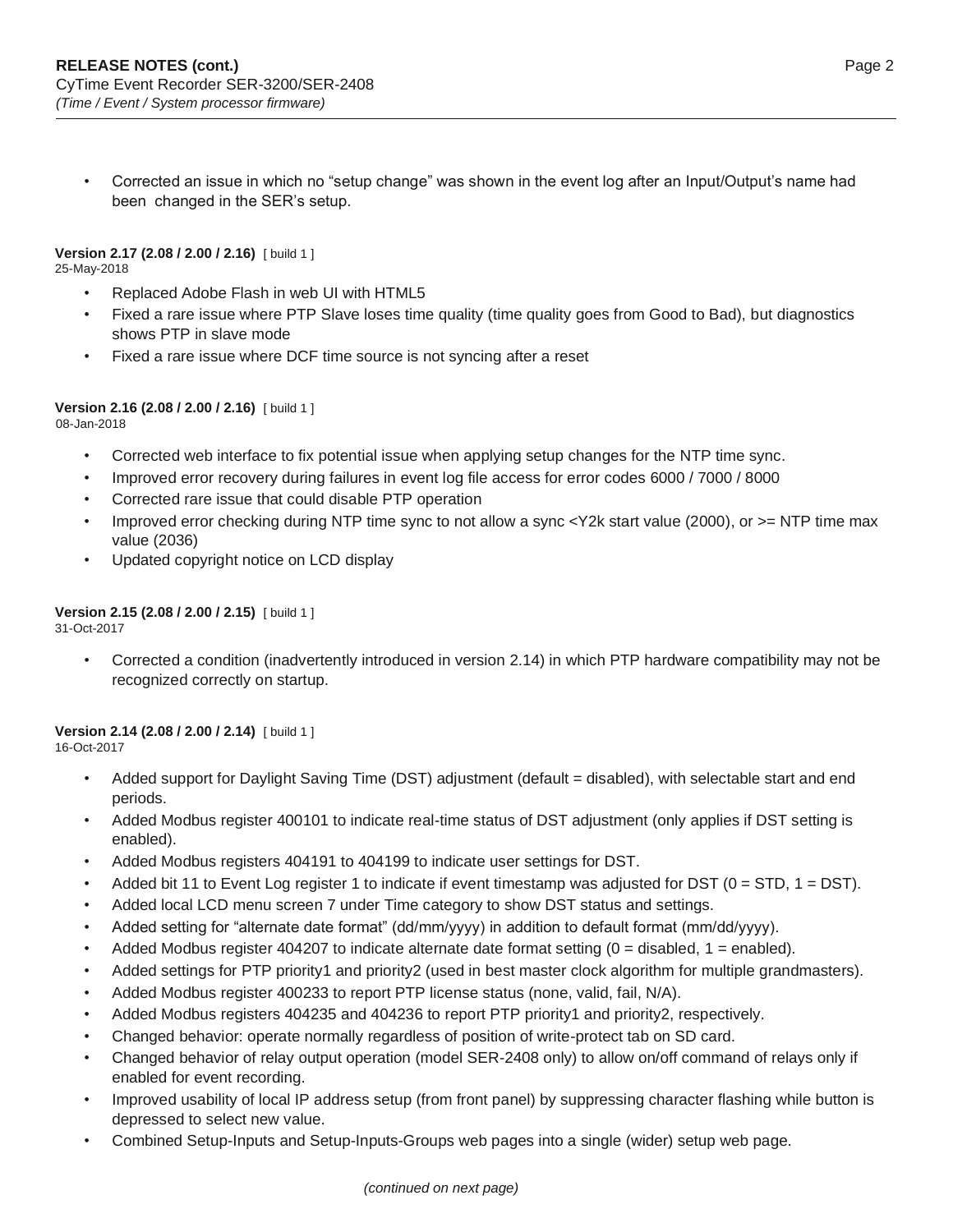- Corrected an issue in which no "setup change" was shown in the event log after an Input/Output's name had been changed in the SER's setup.

**Version 2.17 (2.08 / 2.00 / 2.16)** [ build 1 ]
25-May-2018

- Replaced Adobe Flash in web UI with HTML5
- Fixed a rare issue where PTP Slave loses time quality (time quality goes from Good to Bad), but diagnostics shows PTP in slave mode
- Fixed a rare issue where DCF time source is not syncing after a reset

**Version 2.16 (2.08 / 2.00 / 2.16)** [ build 1 ]
08-Jan-2018

- Corrected web interface to fix potential issue when applying setup changes for the NTP time sync.
- Improved error recovery during failures in event log file access for error codes 6000 / 7000 / 8000
- Corrected rare issue that could disable PTP operation
- Improved error checking during NTP time sync to not allow a sync <Y2k start value (2000), or >= NTP time max value (2036)
- Updated copyright notice on LCD display

**Version 2.15 (2.08 / 2.00 / 2.15)** [ build 1 ]
31-Oct-2017

- Corrected a condition (inadvertently introduced in version 2.14) in which PTP hardware compatibility may not be recognized correctly on startup.

**Version 2.14 (2.08 / 2.00 / 2.14)** [ build 1 ]
16-Oct-2017

- Added support for Daylight Saving Time (DST) adjustment (default = disabled), with selectable start and end periods.
- Added Modbus register 400101 to indicate real-time status of DST adjustment (only applies if DST setting is enabled).
- Added Modbus registers 404191 to 404199 to indicate user settings for DST.
- Added bit 11 to Event Log register 1 to indicate if event timestamp was adjusted for DST (0 = STD, 1 = DST).
- Added local LCD menu screen 7 under Time category to show DST status and settings.
- Added setting for "alternate date format" (dd/mm/yyyy) in addition to default format (mm/dd/yyyy).
- Added Modbus register 404207 to indicate alternate date format setting (0 = disabled, 1 = enabled).
- Added settings for PTP priority1 and priority2 (used in best master clock algorithm for multiple grandmasters).
- Added Modbus register 400233 to report PTP license status (none, valid, fail, N/A).
- Added Modbus registers 404235 and 404236 to report PTP priority1 and priority2, respectively.
- Changed behavior: operate normally regardless of position of write-protect tab on SD card.
- Changed behavior of relay output operation (model SER-2408 only) to allow on/off command of relays only if enabled for event recording.
- Improved usability of local IP address setup (from front panel) by suppressing character flashing while button is depressed to select new value.
- Combined Setup-Inputs and Setup-Inputs-Groups web pages into a single (wider) setup web page.

*(continued on next page)*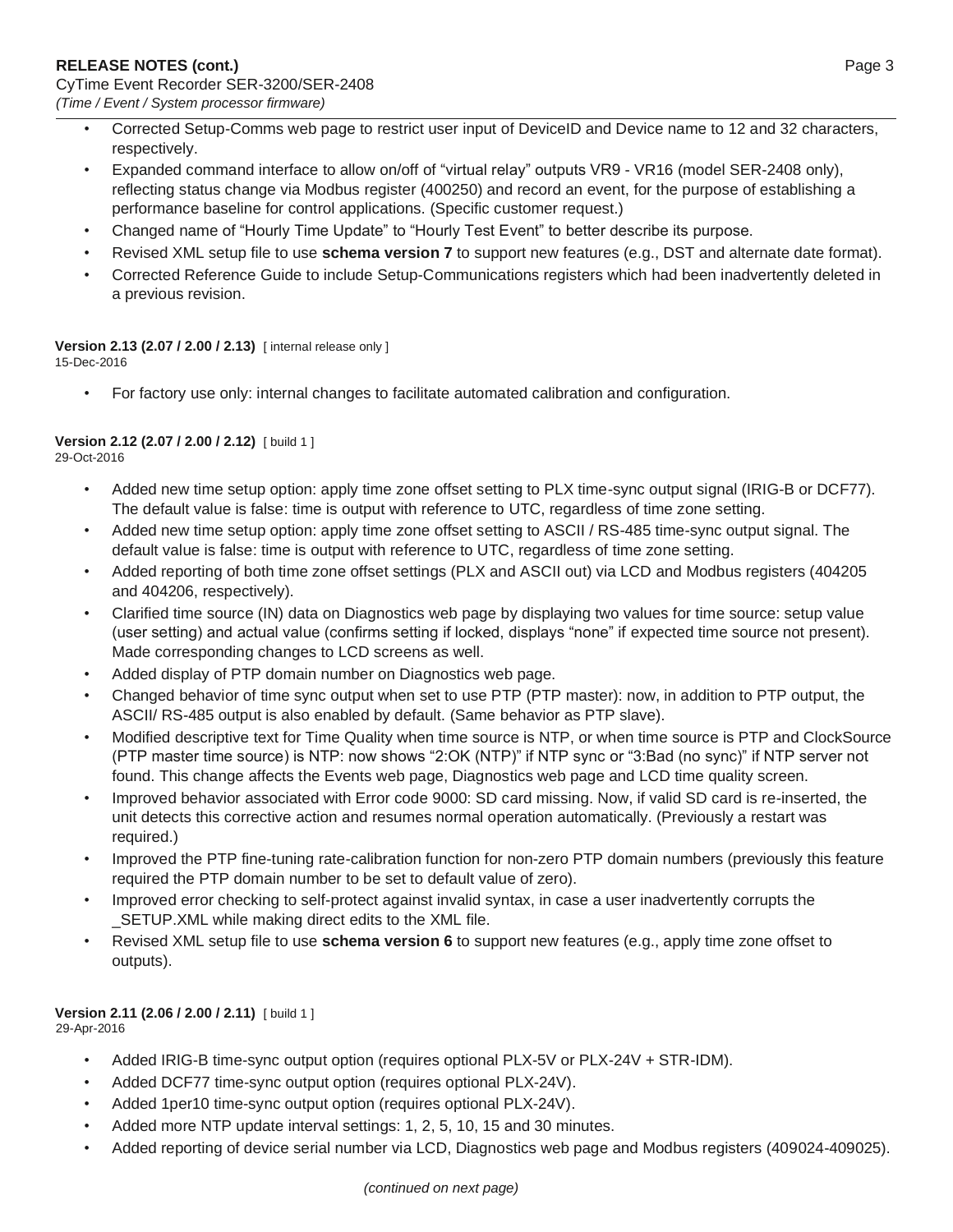- Corrected Setup-Comms web page to restrict user input of DeviceID and Device name to 12 and 32 characters, respectively.
- Expanded command interface to allow on/off of "virtual relay" outputs VR9 - VR16 (model SER-2408 only), reflecting status change via Modbus register (400250) and record an event, for the purpose of establishing a performance baseline for control applications. (Specific customer request.)
- Changed name of "Hourly Time Update" to "Hourly Test Event" to better describe its purpose.
- Revised XML setup file to use **schema version 7** to support new features (e.g., DST and alternate date format).
- Corrected Reference Guide to include Setup-Communications registers which had been inadvertently deleted in a previous revision.

**Version 2.13 (2.07 / 2.00 / 2.13)** [ internal release only ]
15-Dec-2016

- For factory use only: internal changes to facilitate automated calibration and configuration.

**Version 2.12 (2.07 / 2.00 / 2.12)** [ build 1 ]
29-Oct-2016

- Added new time setup option: apply time zone offset setting to PLX time-sync output signal (IRIG-B or DCF77). The default value is false: time is output with reference to UTC, regardless of time zone setting.
- Added new time setup option: apply time zone offset setting to ASCII / RS-485 time-sync output signal. The default value is false: time is output with reference to UTC, regardless of time zone setting.
- Added reporting of both time zone offset settings (PLX and ASCII out) via LCD and Modbus registers (404205 and 404206, respectively).
- Clarified time source (IN) data on Diagnostics web page by displaying two values for time source: setup value (user setting) and actual value (confirms setting if locked, displays "none" if expected time source not present). Made corresponding changes to LCD screens as well.
- Added display of PTP domain number on Diagnostics web page.
- Changed behavior of time sync output when set to use PTP (PTP master): now, in addition to PTP output, the ASCII/ RS-485 output is also enabled by default. (Same behavior as PTP slave).
- Modified descriptive text for Time Quality when time source is NTP, or when time source is PTP and ClockSource (PTP master time source) is NTP: now shows "2:OK (NTP)" if NTP sync or "3:Bad (no sync)" if NTP server not found. This change affects the Events web page, Diagnostics web page and LCD time quality screen.
- Improved behavior associated with Error code 9000: SD card missing. Now, if valid SD card is re-inserted, the unit detects this corrective action and resumes normal operation automatically. (Previously a restart was required.)
- Improved the PTP fine-tuning rate-calibration function for non-zero PTP domain numbers (previously this feature required the PTP domain number to be set to default value of zero).
- Improved error checking to self-protect against invalid syntax, in case a user inadvertently corrupts the _SETUP.XML while making direct edits to the XML file.
- Revised XML setup file to use **schema version 6** to support new features (e.g., apply time zone offset to outputs).

**Version 2.11 (2.06 / 2.00 / 2.11)** [ build 1 ]
29-Apr-2016

- Added IRIG-B time-sync output option (requires optional PLX-5V or PLX-24V + STR-IDM).
- Added DCF77 time-sync output option (requires optional PLX-24V).
- Added 1per10 time-sync output option (requires optional PLX-24V).
- Added more NTP update interval settings: 1, 2, 5, 10, 15 and 30 minutes.
- Added reporting of device serial number via LCD, Diagnostics web page and Modbus registers (409024-409025).

*(continued on next page)*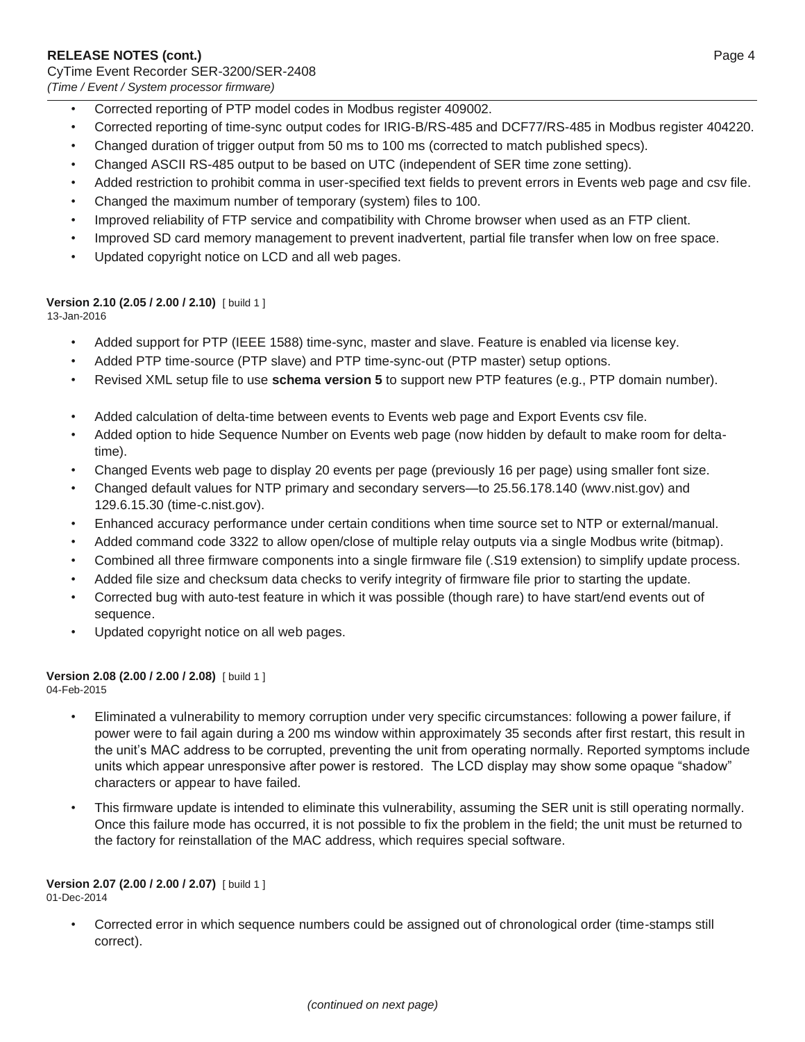- Corrected reporting of PTP model codes in Modbus register 409002.
- Corrected reporting of time-sync output codes for IRIG-B/RS-485 and DCF77/RS-485 in Modbus register 404220.
- Changed duration of trigger output from 50 ms to 100 ms (corrected to match published specs).
- Changed ASCII RS-485 output to be based on UTC (independent of SER time zone setting).
- Added restriction to prohibit comma in user-specified text fields to prevent errors in Events web page and csv file.
- Changed the maximum number of temporary (system) files to 100.
- Improved reliability of FTP service and compatibility with Chrome browser when used as an FTP client.
- Improved SD card memory management to prevent inadvertent, partial file transfer when low on free space.
- Updated copyright notice on LCD and all web pages.

**Version 2.10 (2.05 / 2.00 / 2.10)** [ build 1 ]
13-Jan-2016

- Added support for PTP (IEEE 1588) time-sync, master and slave. Feature is enabled via license key.
- Added PTP time-source (PTP slave) and PTP time-sync-out (PTP master) setup options.
- Revised XML setup file to use **schema version 5** to support new PTP features (e.g., PTP domain number).

- Added calculation of delta-time between events to Events web page and Export Events csv file.
- Added option to hide Sequence Number on Events web page (now hidden by default to make room for delta-time).
- Changed Events web page to display 20 events per page (previously 16 per page) using smaller font size.
- Changed default values for NTP primary and secondary servers—to 25.56.178.140 (wwv.nist.gov) and 129.6.15.30 (time-c.nist.gov).
- Enhanced accuracy performance under certain conditions when time source set to NTP or external/manual.
- Added command code 3322 to allow open/close of multiple relay outputs via a single Modbus write (bitmap).
- Combined all three firmware components into a single firmware file (.S19 extension) to simplify update process.
- Added file size and checksum data checks to verify integrity of firmware file prior to starting the update.
- Corrected bug with auto-test feature in which it was possible (though rare) to have start/end events out of sequence.
- Updated copyright notice on all web pages.

**Version 2.08 (2.00 / 2.00 / 2.08)** [ build 1 ]
04-Feb-2015

- Eliminated a vulnerability to memory corruption under very specific circumstances: following a power failure, if power were to fail again during a 200 ms window within approximately 35 seconds after first restart, this result in the unit's MAC address to be corrupted, preventing the unit from operating normally. Reported symptoms include units which appear unresponsive after power is restored. The LCD display may show some opaque "shadow" characters or appear to have failed.

- This firmware update is intended to eliminate this vulnerability, assuming the SER unit is still operating normally. Once this failure mode has occurred, it is not possible to fix the problem in the field; the unit must be returned to the factory for reinstallation of the MAC address, which requires special software.

**Version 2.07 (2.00 / 2.00 / 2.07)** [ build 1 ]
01-Dec-2014

- Corrected error in which sequence numbers could be assigned out of chronological order (time-stamps still correct).

*(continued on next page)*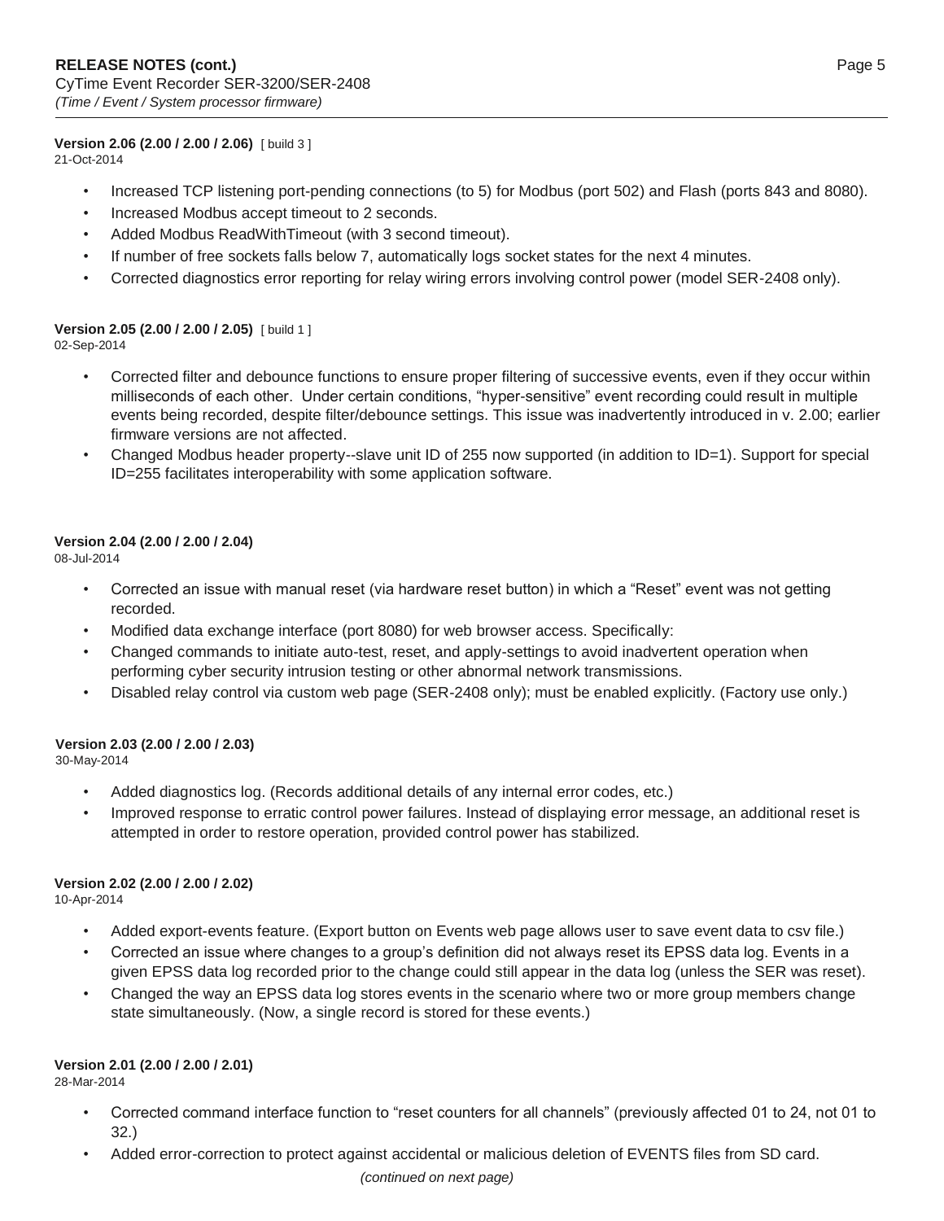**Version 2.06 (2.00 / 2.00 / 2.06)** [ build 3 ]
21-Oct-2014

- Increased TCP listening port-pending connections (to 5) for Modbus (port 502) and Flash (ports 843 and 8080).
- Increased Modbus accept timeout to 2 seconds.
- Added Modbus ReadWithTimeout (with 3 second timeout).
- If number of free sockets falls below 7, automatically logs socket states for the next 4 minutes.
- Corrected diagnostics error reporting for relay wiring errors involving control power (model SER-2408 only).

**Version 2.05 (2.00 / 2.00 / 2.05)** [ build 1 ]
02-Sep-2014

- Corrected filter and debounce functions to ensure proper filtering of successive events, even if they occur within milliseconds of each other. Under certain conditions, "hyper-sensitive" event recording could result in multiple events being recorded, despite filter/debounce settings. This issue was inadvertently introduced in v. 2.00; earlier firmware versions are not affected.
- Changed Modbus header property--slave unit ID of 255 now supported (in addition to ID=1). Support for special ID=255 facilitates interoperability with some application software.

**Version 2.04 (2.00 / 2.00 / 2.04)**
08-Jul-2014

- Corrected an issue with manual reset (via hardware reset button) in which a "Reset" event was not getting recorded.
- Modified data exchange interface (port 8080) for web browser access. Specifically:
- Changed commands to initiate auto-test, reset, and apply-settings to avoid inadvertent operation when performing cyber security intrusion testing or other abnormal network transmissions.
- Disabled relay control via custom web page (SER-2408 only); must be enabled explicitly. (Factory use only.)

**Version 2.03 (2.00 / 2.00 / 2.03)**
30-May-2014

- Added diagnostics log. (Records additional details of any internal error codes, etc.)
- Improved response to erratic control power failures. Instead of displaying error message, an additional reset is attempted in order to restore operation, provided control power has stabilized.

**Version 2.02 (2.00 / 2.00 / 2.02)**
10-Apr-2014

- Added export-events feature. (Export button on Events web page allows user to save event data to csv file.)
- Corrected an issue where changes to a group's definition did not always reset its EPSS data log. Events in a given EPSS data log recorded prior to the change could still appear in the data log (unless the SER was reset).
- Changed the way an EPSS data log stores events in the scenario where two or more group members change state simultaneously. (Now, a single record is stored for these events.)

**Version 2.01 (2.00 / 2.00 / 2.01)**
28-Mar-2014

- Corrected command interface function to "reset counters for all channels" (previously affected 01 to 24, not 01 to 32.)
- Added error-correction to protect against accidental or malicious deletion of EVENTS files from SD card.

*(continued on next page)*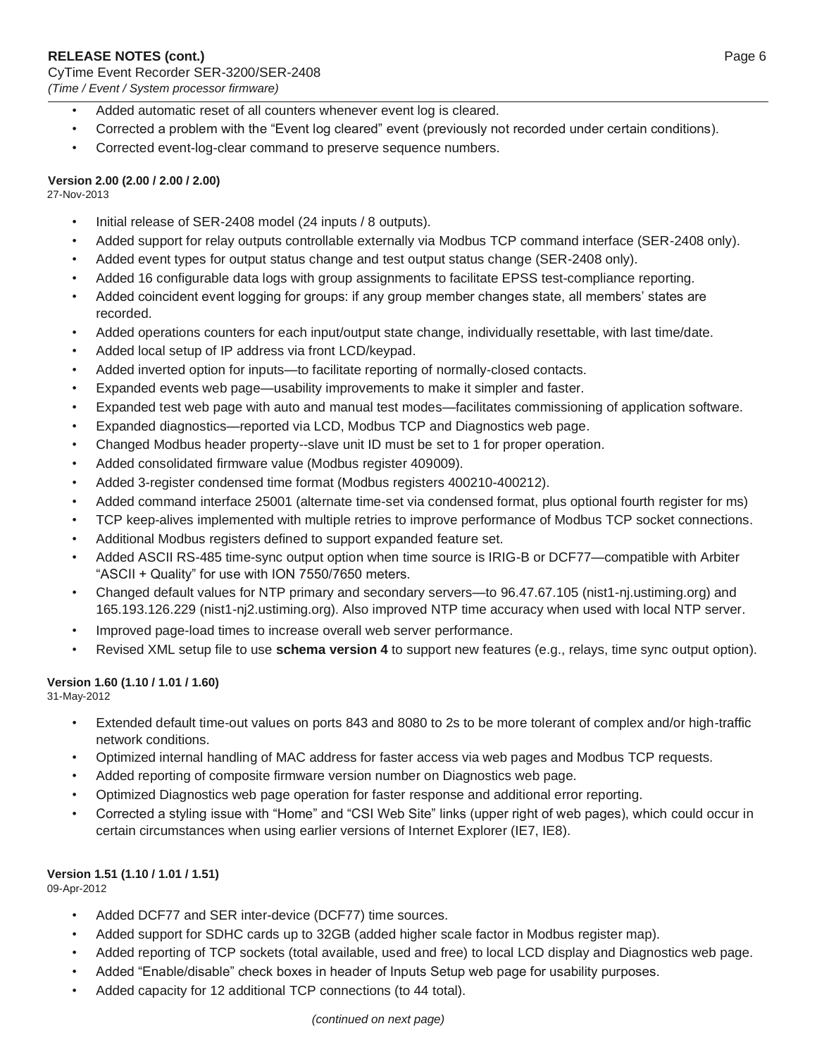- Added automatic reset of all counters whenever event log is cleared.
- Corrected a problem with the "Event log cleared" event (previously not recorded under certain conditions).
- Corrected event-log-clear command to preserve sequence numbers.

**Version 2.00 (2.00 / 2.00 / 2.00)**
27-Nov-2013

- Initial release of SER-2408 model (24 inputs / 8 outputs).
- Added support for relay outputs controllable externally via Modbus TCP command interface (SER-2408 only).
- Added event types for output status change and test output status change (SER-2408 only).
- Added 16 configurable data logs with group assignments to facilitate EPSS test-compliance reporting.
- Added coincident event logging for groups: if any group member changes state, all members' states are recorded.
- Added operations counters for each input/output state change, individually resettable, with last time/date.
- Added local setup of IP address via front LCD/keypad.
- Added inverted option for inputs—to facilitate reporting of normally-closed contacts.
- Expanded events web page—usability improvements to make it simpler and faster.
- Expanded test web page with auto and manual test modes—facilitates commissioning of application software.
- Expanded diagnostics—reported via LCD, Modbus TCP and Diagnostics web page.
- Changed Modbus header property--slave unit ID must be set to 1 for proper operation.
- Added consolidated firmware value (Modbus register 409009).
- Added 3-register condensed time format (Modbus registers 400210-400212).
- Added command interface 25001 (alternate time-set via condensed format, plus optional fourth register for ms)
- TCP keep-alives implemented with multiple retries to improve performance of Modbus TCP socket connections.
- Additional Modbus registers defined to support expanded feature set.
- Added ASCII RS-485 time-sync output option when time source is IRIG-B or DCF77—compatible with Arbiter "ASCII + Quality" for use with ION 7550/7650 meters.
- Changed default values for NTP primary and secondary servers—to 96.47.67.105 (nist1-nj.ustiming.org) and 165.193.126.229 (nist1-nj2.ustiming.org). Also improved NTP time accuracy when used with local NTP server.
- Improved page-load times to increase overall web server performance.
- Revised XML setup file to use **schema version 4** to support new features (e.g., relays, time sync output option).

**Version 1.60 (1.10 / 1.01 / 1.60)**
31-May-2012

- Extended default time-out values on ports 843 and 8080 to 2s to be more tolerant of complex and/or high-traffic network conditions.
- Optimized internal handling of MAC address for faster access via web pages and Modbus TCP requests.
- Added reporting of composite firmware version number on Diagnostics web page.
- Optimized Diagnostics web page operation for faster response and additional error reporting.
- Corrected a styling issue with "Home" and "CSI Web Site" links (upper right of web pages), which could occur in certain circumstances when using earlier versions of Internet Explorer (IE7, IE8).

**Version 1.51 (1.10 / 1.01 / 1.51)**
09-Apr-2012

- Added DCF77 and SER inter-device (DCF77) time sources.
- Added support for SDHC cards up to 32GB (added higher scale factor in Modbus register map).
- Added reporting of TCP sockets (total available, used and free) to local LCD display and Diagnostics web page.
- Added "Enable/disable" check boxes in header of Inputs Setup web page for usability purposes.
- Added capacity for 12 additional TCP connections (to 44 total).

*(continued on next page)*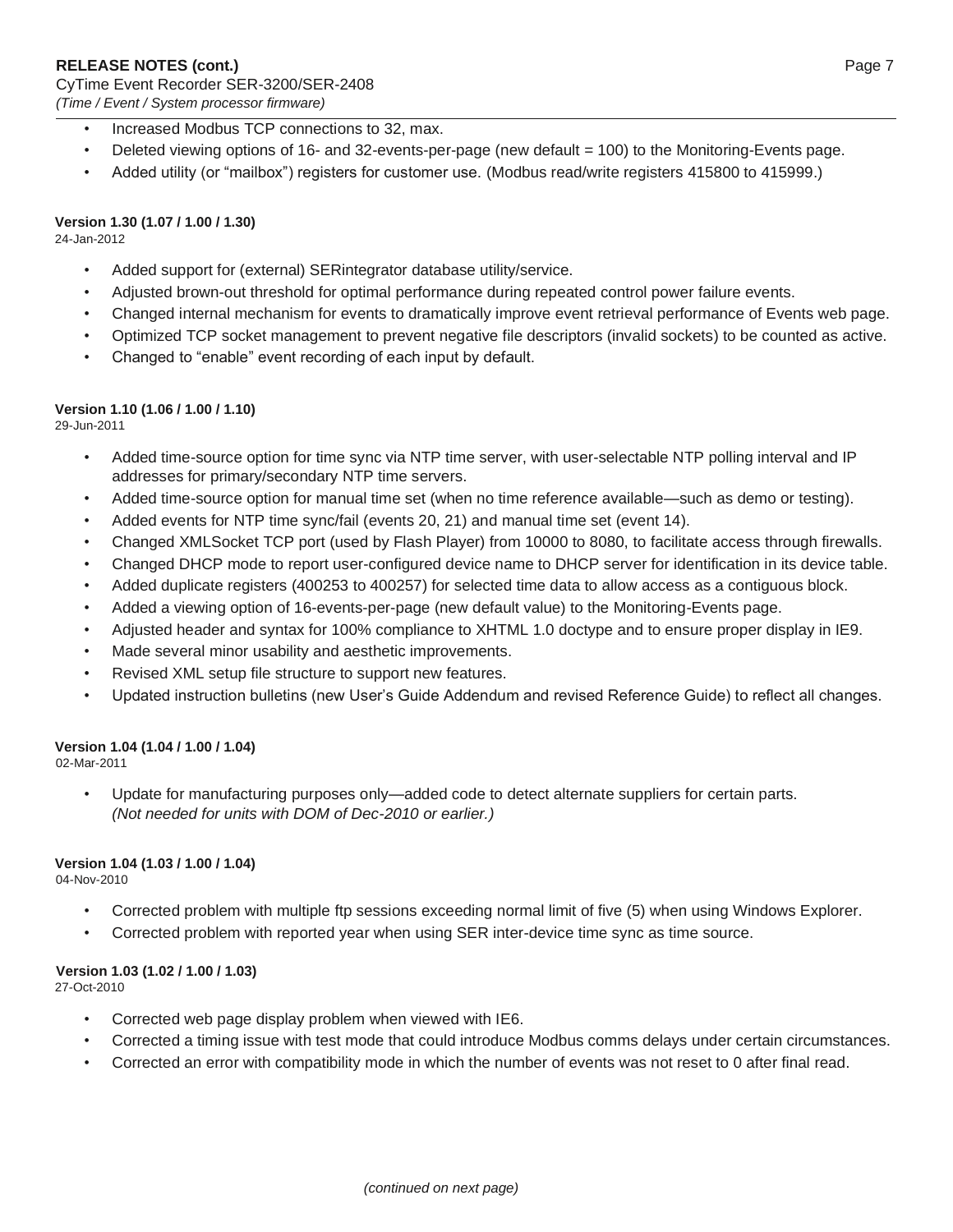- Increased Modbus TCP connections to 32, max.
- Deleted viewing options of 16- and 32-events-per-page (new default = 100) to the Monitoring-Events page.
- Added utility (or "mailbox") registers for customer use. (Modbus read/write registers 415800 to 415999.)

**Version 1.30 (1.07 / 1.00 / 1.30)**
24-Jan-2012

- Added support for (external) SERintegrator database utility/service.
- Adjusted brown-out threshold for optimal performance during repeated control power failure events.
- Changed internal mechanism for events to dramatically improve event retrieval performance of Events web page.
- Optimized TCP socket management to prevent negative file descriptors (invalid sockets) to be counted as active.
- Changed to "enable" event recording of each input by default.

**Version 1.10 (1.06 / 1.00 / 1.10)**
29-Jun-2011

- Added time-source option for time sync via NTP time server, with user-selectable NTP polling interval and IP addresses for primary/secondary NTP time servers.
- Added time-source option for manual time set (when no time reference available—such as demo or testing).
- Added events for NTP time sync/fail (events 20, 21) and manual time set (event 14).
- Changed XMLSocket TCP port (used by Flash Player) from 10000 to 8080, to facilitate access through firewalls.
- Changed DHCP mode to report user-configured device name to DHCP server for identification in its device table.
- Added duplicate registers (400253 to 400257) for selected time data to allow access as a contiguous block.
- Added a viewing option of 16-events-per-page (new default value) to the Monitoring-Events page.
- Adjusted header and syntax for 100% compliance to XHTML 1.0 doctype and to ensure proper display in IE9.
- Made several minor usability and aesthetic improvements.
- Revised XML setup file structure to support new features.
- Updated instruction bulletins (new User's Guide Addendum and revised Reference Guide) to reflect all changes.

**Version 1.04 (1.04 / 1.00 / 1.04)**
02-Mar-2011

- Update for manufacturing purposes only—added code to detect alternate suppliers for certain parts.
  *(Not needed for units with DOM of Dec-2010 or earlier.)*

**Version 1.04 (1.03 / 1.00 / 1.04)**
04-Nov-2010

- Corrected problem with multiple ftp sessions exceeding normal limit of five (5) when using Windows Explorer.
- Corrected problem with reported year when using SER inter-device time sync as time source.

**Version 1.03 (1.02 / 1.00 / 1.03)**
27-Oct-2010

- Corrected web page display problem when viewed with IE6.
- Corrected a timing issue with test mode that could introduce Modbus comms delays under certain circumstances.
- Corrected an error with compatibility mode in which the number of events was not reset to 0 after final read.

*(continued on next page)*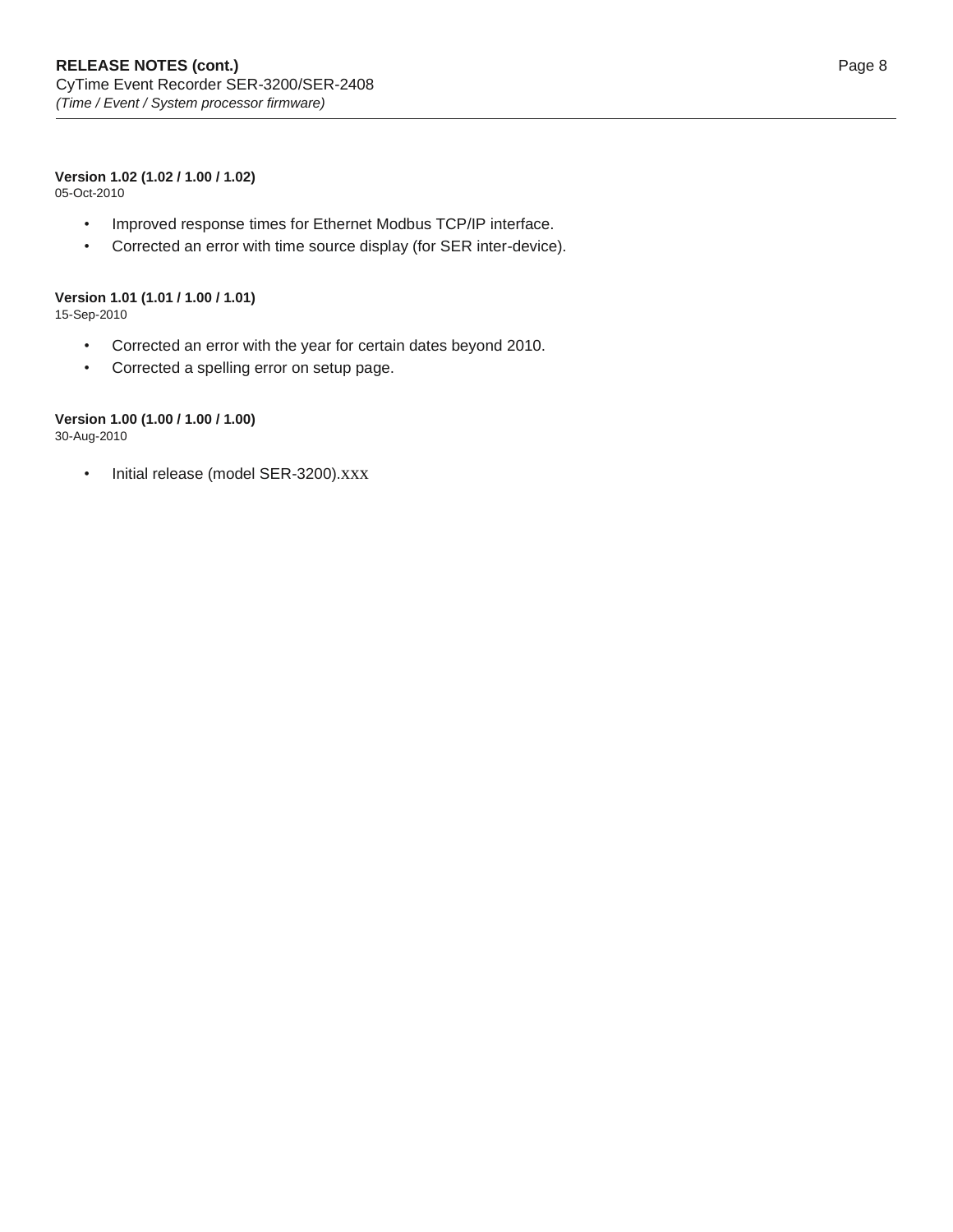**Version 1.02 (1.02 / 1.00 / 1.02)**
05-Oct-2010

- Improved response times for Ethernet Modbus TCP/IP interface.
- Corrected an error with time source display (for SER inter-device).

**Version 1.01 (1.01 / 1.00 / 1.01)**
15-Sep-2010

- Corrected an error with the year for certain dates beyond 2010.
- Corrected a spelling error on setup page.

**Version 1.00 (1.00 / 1.00 / 1.00)**
30-Aug-2010

- Initial release (model SER-3200).xxx